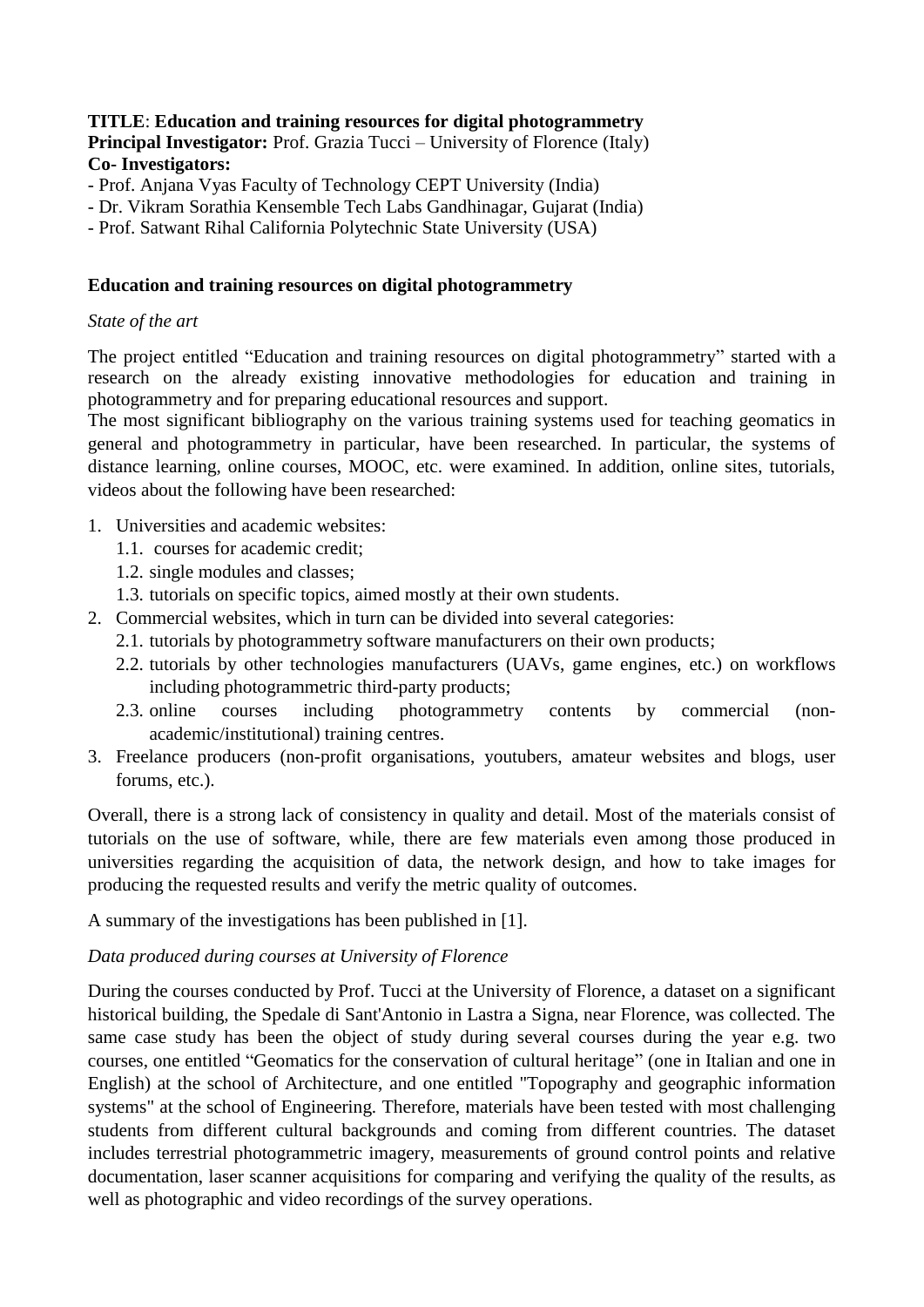**TITLE**: **Education and training resources for digital photogrammetry**
**Principal Investigator:** Prof. Grazia Tucci – University of Florence (Italy)
**Co- Investigators:**
- Prof. Anjana Vyas Faculty of Technology CEPT University (India)
- Dr. Vikram Sorathia Kensemble Tech Labs Gandhinagar, Gujarat (India)
- Prof. Satwant Rihal California Polytechnic State University (USA)

## Education and training resources on digital photogrammetry

*State of the art*

The project entitled "Education and training resources on digital photogrammetry" started with a research on the already existing innovative methodologies for education and training in photogrammetry and for preparing educational resources and support.
The most significant bibliography on the various training systems used for teaching geomatics in general and photogrammetry in particular, have been researched. In particular, the systems of distance learning, online courses, MOOC, etc. were examined. In addition, online sites, tutorials, videos about the following have been researched:

1. Universities and academic websites:
   1.1. courses for academic credit;
   1.2. single modules and classes;
   1.3. tutorials on specific topics, aimed mostly at their own students.
2. Commercial websites, which in turn can be divided into several categories:
   2.1. tutorials by photogrammetry software manufacturers on their own products;
   2.2. tutorials by other technologies manufacturers (UAVs, game engines, etc.) on workflows including photogrammetric third-party products;
   2.3. online courses including photogrammetry contents by commercial (non-academic/institutional) training centres.
3. Freelance producers (non-profit organisations, youtubers, amateur websites and blogs, user forums, etc.).

Overall, there is a strong lack of consistency in quality and detail. Most of the materials consist of tutorials on the use of software, while, there are few materials even among those produced in universities regarding the acquisition of data, the network design, and how to take images for producing the requested results and verify the metric quality of outcomes.

A summary of the investigations has been published in [1].

*Data produced during courses at University of Florence*

During the courses conducted by Prof. Tucci at the University of Florence, a dataset on a significant historical building, the Spedale di Sant'Antonio in Lastra a Signa, near Florence, was collected. The same case study has been the object of study during several courses during the year e.g. two courses, one entitled "Geomatics for the conservation of cultural heritage" (one in Italian and one in English) at the school of Architecture, and one entitled "Topography and geographic information systems" at the school of Engineering. Therefore, materials have been tested with most challenging students from different cultural backgrounds and coming from different countries. The dataset includes terrestrial photogrammetric imagery, measurements of ground control points and relative documentation, laser scanner acquisitions for comparing and verifying the quality of the results, as well as photographic and video recordings of the survey operations.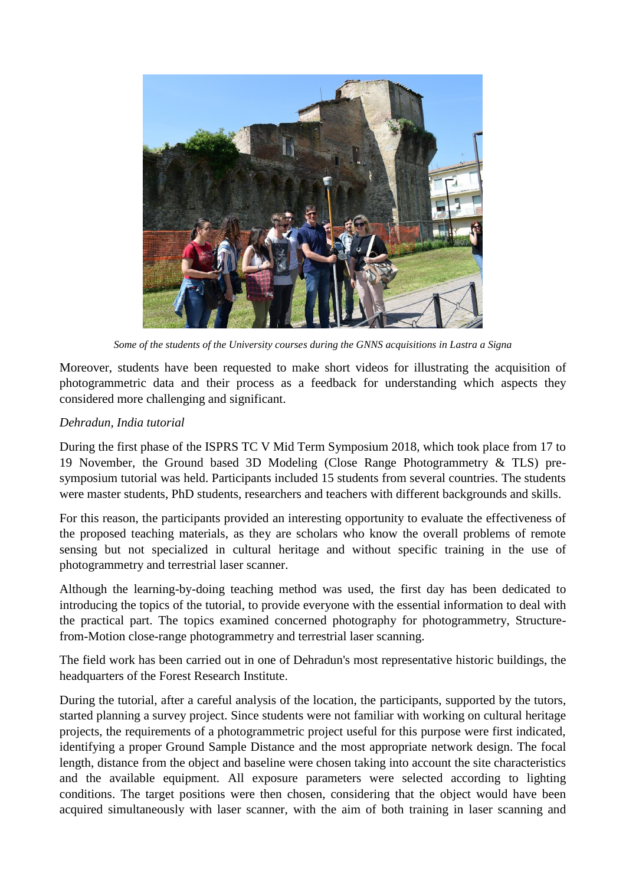*Some of the students of the University courses during the GNNS acquisitions in Lastra a Signa*

Moreover, students have been requested to make short videos for illustrating the acquisition of photogrammetric data and their process as a feedback for understanding which aspects they considered more challenging and significant.

*Dehradun, India tutorial*

During the first phase of the ISPRS TC V Mid Term Symposium 2018, which took place from 17 to 19 November, the Ground based 3D Modeling (Close Range Photogrammetry & TLS) pre-symposium tutorial was held. Participants included 15 students from several countries. The students were master students, PhD students, researchers and teachers with different backgrounds and skills.

For this reason, the participants provided an interesting opportunity to evaluate the effectiveness of the proposed teaching materials, as they are scholars who know the overall problems of remote sensing but not specialized in cultural heritage and without specific training in the use of photogrammetry and terrestrial laser scanner.

Although the learning-by-doing teaching method was used, the first day has been dedicated to introducing the topics of the tutorial, to provide everyone with the essential information to deal with the practical part. The topics examined concerned photography for photogrammetry, Structure-from-Motion close-range photogrammetry and terrestrial laser scanning.

The field work has been carried out in one of Dehradun's most representative historic buildings, the headquarters of the Forest Research Institute.

During the tutorial, after a careful analysis of the location, the participants, supported by the tutors, started planning a survey project. Since students were not familiar with working on cultural heritage projects, the requirements of a photogrammetric project useful for this purpose were first indicated, identifying a proper Ground Sample Distance and the most appropriate network design. The focal length, distance from the object and baseline were chosen taking into account the site characteristics and the available equipment. All exposure parameters were selected according to lighting conditions. The target positions were then chosen, considering that the object would have been acquired simultaneously with laser scanner, with the aim of both training in laser scanning and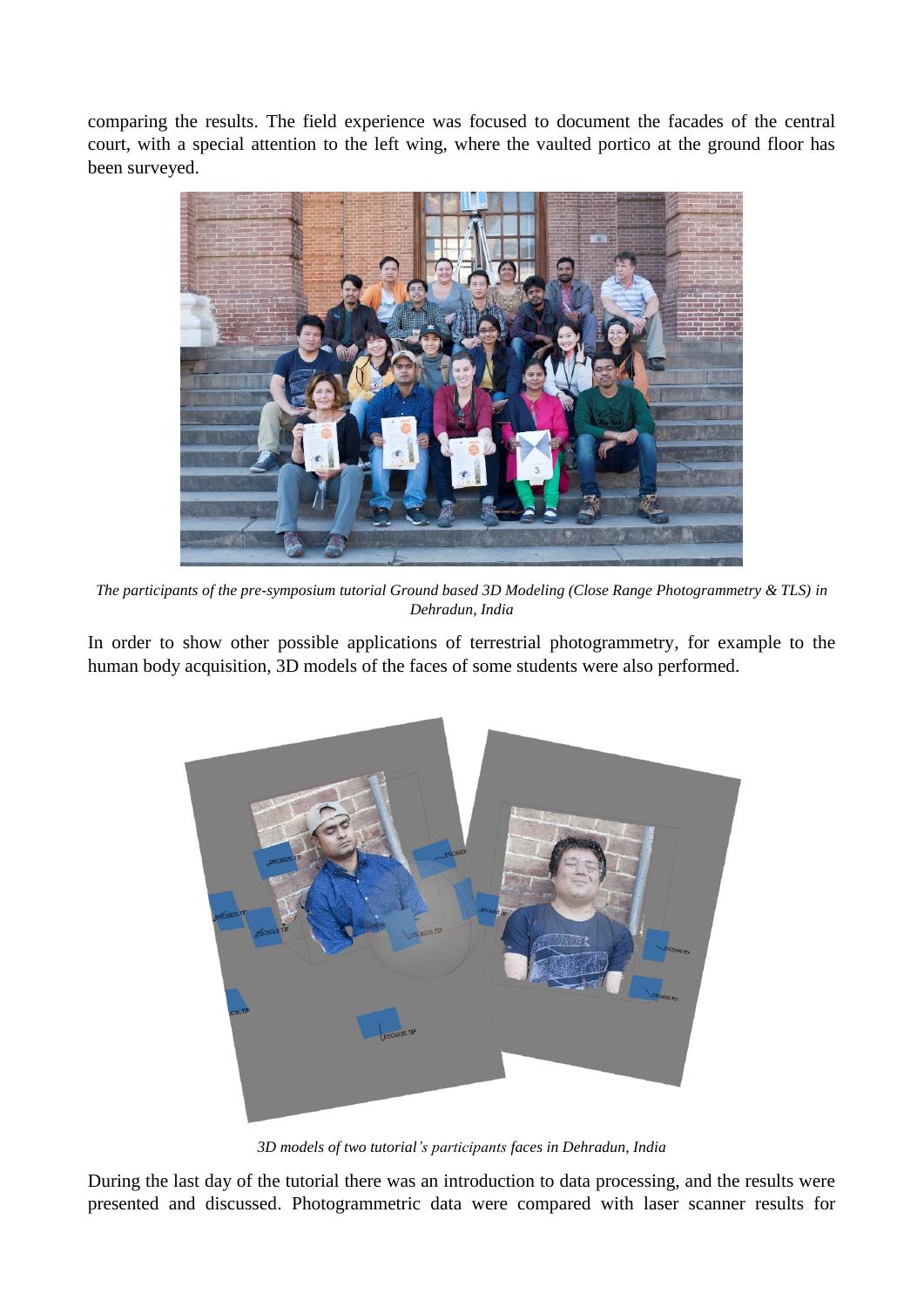comparing the results. The field experience was focused to document the facades of the central court, with a special attention to the left wing, where the vaulted portico at the ground floor has been surveyed.

*The participants of the pre-symposium tutorial Ground based 3D Modeling (Close Range Photogrammetry & TLS) in Dehradun, India*

In order to show other possible applications of terrestrial photogrammetry, for example to the human body acquisition, 3D models of the faces of some students were also performed.

*3D models of two tutorial's participants faces in Dehradun, India*

During the last day of the tutorial there was an introduction to data processing, and the results were presented and discussed. Photogrammetric data were compared with laser scanner results for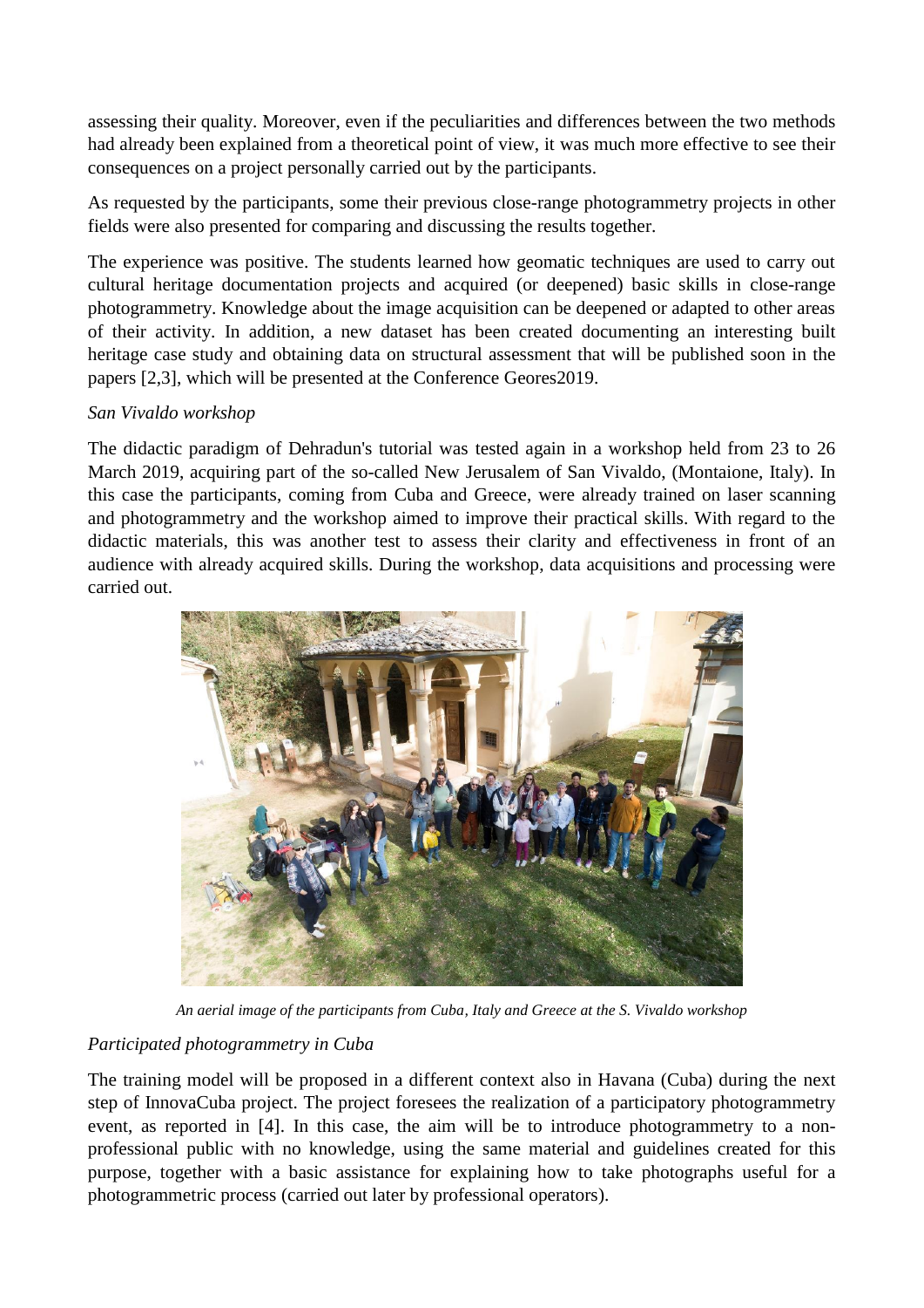assessing their quality. Moreover, even if the peculiarities and differences between the two methods had already been explained from a theoretical point of view, it was much more effective to see their consequences on a project personally carried out by the participants.

As requested by the participants, some their previous close-range photogrammetry projects in other fields were also presented for comparing and discussing the results together.

The experience was positive. The students learned how geomatic techniques are used to carry out cultural heritage documentation projects and acquired (or deepened) basic skills in close-range photogrammetry. Knowledge about the image acquisition can be deepened or adapted to other areas of their activity. In addition, a new dataset has been created documenting an interesting built heritage case study and obtaining data on structural assessment that will be published soon in the papers [2,3], which will be presented at the Conference Geores2019.

*San Vivaldo workshop*

The didactic paradigm of Dehradun's tutorial was tested again in a workshop held from 23 to 26 March 2019, acquiring part of the so-called New Jerusalem of San Vivaldo, (Montaione, Italy). In this case the participants, coming from Cuba and Greece, were already trained on laser scanning and photogrammetry and the workshop aimed to improve their practical skills. With regard to the didactic materials, this was another test to assess their clarity and effectiveness in front of an audience with already acquired skills. During the workshop, data acquisitions and processing were carried out.

*An aerial image of the participants from Cuba, Italy and Greece at the S. Vivaldo workshop*

*Participated photogrammetry in Cuba*

The training model will be proposed in a different context also in Havana (Cuba) during the next step of InnovaCuba project. The project foresees the realization of a participatory photogrammetry event, as reported in [4]. In this case, the aim will be to introduce photogrammetry to a non-professional public with no knowledge, using the same material and guidelines created for this purpose, together with a basic assistance for explaining how to take photographs useful for a photogrammetric process (carried out later by professional operators).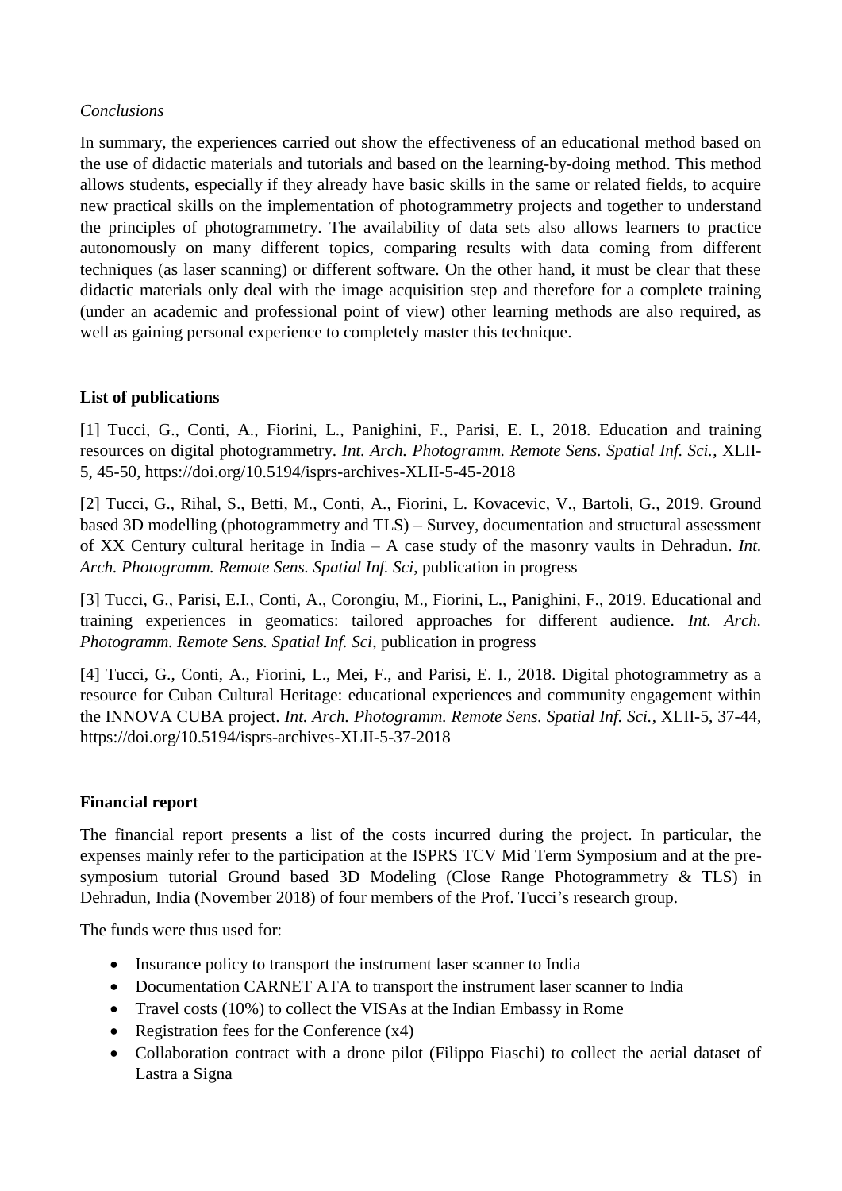*Conclusions*

In summary, the experiences carried out show the effectiveness of an educational method based on the use of didactic materials and tutorials and based on the learning-by-doing method. This method allows students, especially if they already have basic skills in the same or related fields, to acquire new practical skills on the implementation of photogrammetry projects and together to understand the principles of photogrammetry. The availability of data sets also allows learners to practice autonomously on many different topics, comparing results with data coming from different techniques (as laser scanning) or different software. On the other hand, it must be clear that these didactic materials only deal with the image acquisition step and therefore for a complete training (under an academic and professional point of view) other learning methods are also required, as well as gaining personal experience to completely master this technique.

**List of publications**

[1] Tucci, G., Conti, A., Fiorini, L., Panighini, F., Parisi, E. I., 2018. Education and training resources on digital photogrammetry. *Int. Arch. Photogramm. Remote Sens. Spatial Inf. Sci.*, XLII-5, 45-50, https://doi.org/10.5194/isprs-archives-XLII-5-45-2018

[2] Tucci, G., Rihal, S., Betti, M., Conti, A., Fiorini, L. Kovacevic, V., Bartoli, G., 2019. Ground based 3D modelling (photogrammetry and TLS) – Survey, documentation and structural assessment of XX Century cultural heritage in India – A case study of the masonry vaults in Dehradun. *Int. Arch. Photogramm. Remote Sens. Spatial Inf. Sci*, publication in progress

[3] Tucci, G., Parisi, E.I., Conti, A., Corongiu, M., Fiorini, L., Panighini, F., 2019. Educational and training experiences in geomatics: tailored approaches for different audience. *Int. Arch. Photogramm. Remote Sens. Spatial Inf. Sci*, publication in progress

[4] Tucci, G., Conti, A., Fiorini, L., Mei, F., and Parisi, E. I., 2018. Digital photogrammetry as a resource for Cuban Cultural Heritage: educational experiences and community engagement within the INNOVA CUBA project. *Int. Arch. Photogramm. Remote Sens. Spatial Inf. Sci.*, XLII-5, 37-44, https://doi.org/10.5194/isprs-archives-XLII-5-37-2018

**Financial report**

The financial report presents a list of the costs incurred during the project. In particular, the expenses mainly refer to the participation at the ISPRS TCV Mid Term Symposium and at the pre-symposium tutorial Ground based 3D Modeling (Close Range Photogrammetry & TLS) in Dehradun, India (November 2018) of four members of the Prof. Tucci's research group.

The funds were thus used for:

- Insurance policy to transport the instrument laser scanner to India
- Documentation CARNET ATA to transport the instrument laser scanner to India
- Travel costs (10%) to collect the VISAs at the Indian Embassy in Rome
- Registration fees for the Conference (x4)
- Collaboration contract with a drone pilot (Filippo Fiaschi) to collect the aerial dataset of Lastra a Signa